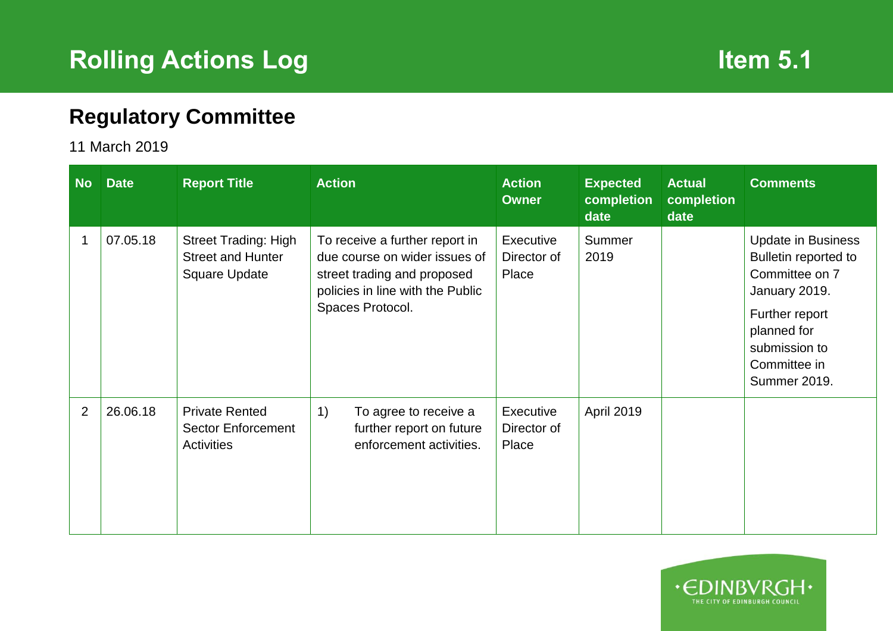# Rolling Actions Log

**Item 5.1**

## Regulatory Committee

11 March 2019

| No | Date | Report Title | Action | Action Owner | Expected completion date | Actual completion date | Comments |
|---|---|---|---|---|---|---|---|
| 1 | 07.05.18 | Street Trading: High Street and Hunter Square Update | To receive a further report in due course on wider issues of street trading and proposed policies in line with the Public Spaces Protocol. | Executive Director of Place | Summer 2019 | | Update in Business Bulletin reported to Committee on 7 January 2019. Further report planned for submission to Committee in Summer 2019. |
| 2 | 26.06.18 | Private Rented Sector Enforcement Activities | 1) To agree to receive a further report on future enforcement activities. | Executive Director of Place | April 2019 | | |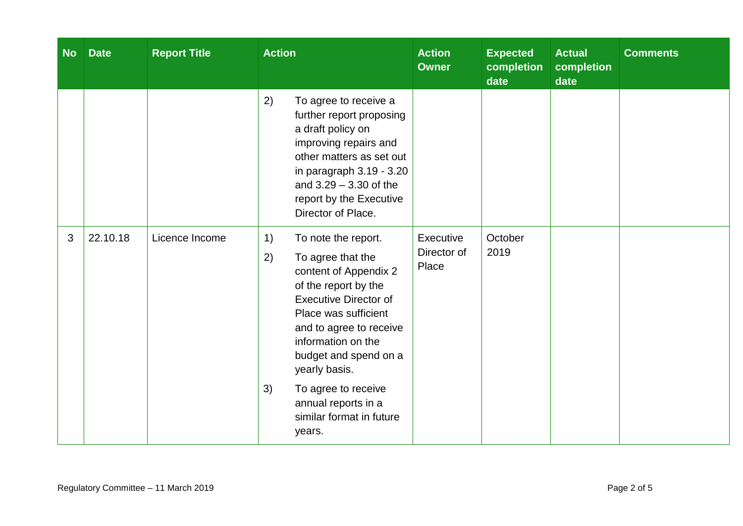| No | Date | Report Title | Action | Action Owner | Expected completion date | Actual completion date | Comments |
|---|---|---|---|---|---|---|---|
| | | | 2) To agree to receive a further report proposing a draft policy on improving repairs and other matters as set out in paragraph 3.19 - 3.20 and 3.29 – 3.30 of the report by the Executive Director of Place. | | | | |
| 3 | 22.10.18 | Licence Income | 1) To note the report.<br>2) To agree that the content of Appendix 2 of the report by the Executive Director of Place was sufficient and to agree to receive information on the budget and spend on a yearly basis.<br>3) To agree to receive annual reports in a similar format in future years. | Executive Director of Place | October 2019 | | |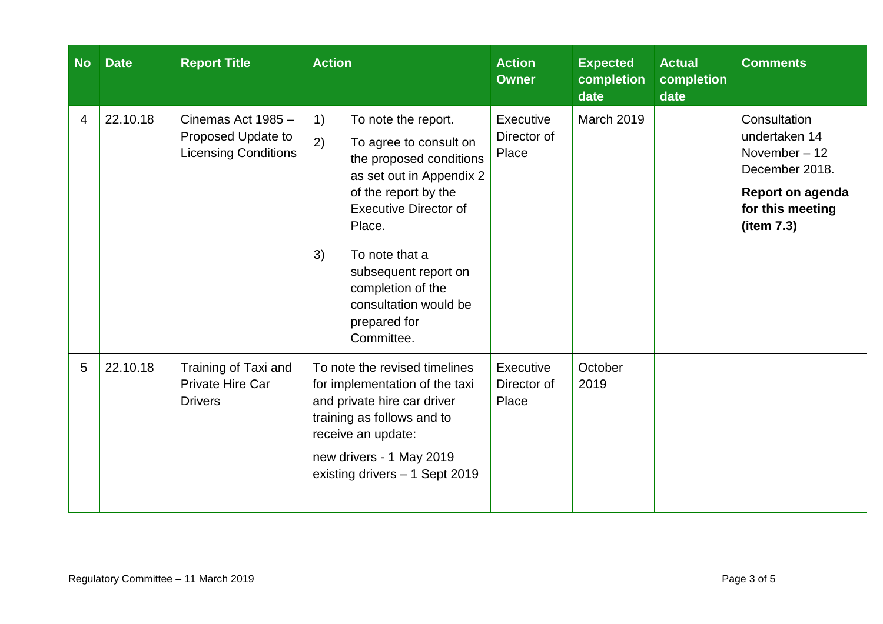| No | Date | Report Title | Action | Action Owner | Expected completion date | Actual completion date | Comments |
|---|---|---|---|---|---|---|---|
| 4 | 22.10.18 | Cinemas Act 1985 – Proposed Update to Licensing Conditions | 1) To note the report.<br>2) To agree to consult on the proposed conditions as set out in Appendix 2 of the report by the Executive Director of Place.<br>3) To note that a subsequent report on completion of the consultation would be prepared for Committee. | Executive Director of Place | March 2019 | | Consultation undertaken 14 November – 12 December 2018.<br>**Report on agenda for this meeting (item 7.3)** |
| 5 | 22.10.18 | Training of Taxi and Private Hire Car Drivers | To note the revised timelines for implementation of the taxi and private hire car driver training as follows and to receive an update:<br>new drivers - 1 May 2019<br>existing drivers – 1 Sept 2019 | Executive Director of Place | October 2019 | | |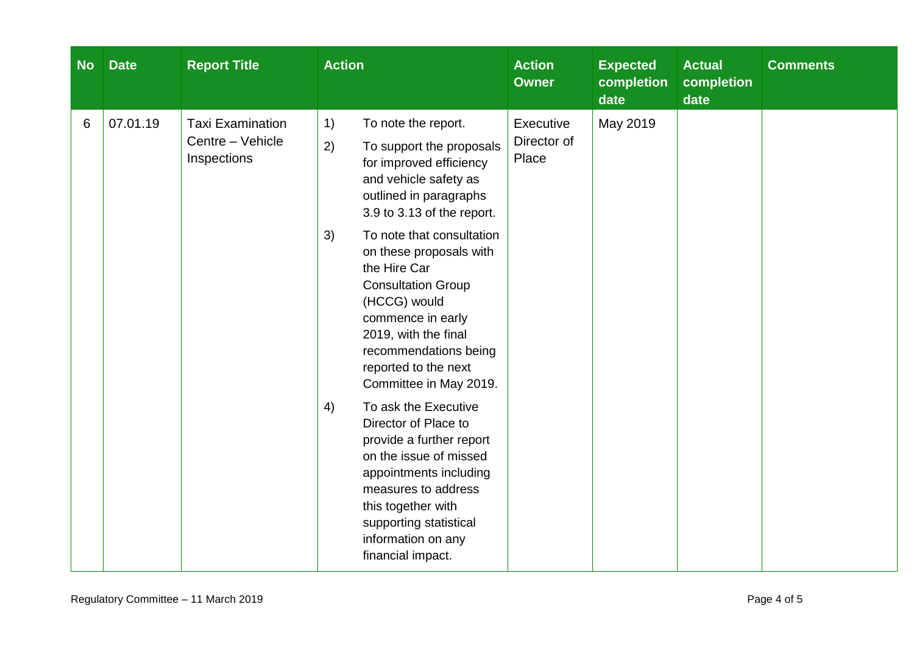| No | Date | Report Title | Action | Action Owner | Expected completion date | Actual completion date | Comments |
|---|---|---|---|---|---|---|---|
| 6 | 07.01.19 | Taxi Examination Centre – Vehicle Inspections | 1) To note the report.<br>2) To support the proposals for improved efficiency and vehicle safety as outlined in paragraphs 3.9 to 3.13 of the report.<br>3) To note that consultation on these proposals with the Hire Car Consultation Group (HCCG) would commence in early 2019, with the final recommendations being reported to the next Committee in May 2019.<br>4) To ask the Executive Director of Place to provide a further report on the issue of missed appointments including measures to address this together with supporting statistical information on any financial impact. | Executive Director of Place | May 2019 | | |

Regulatory Committee – 11 March 2019